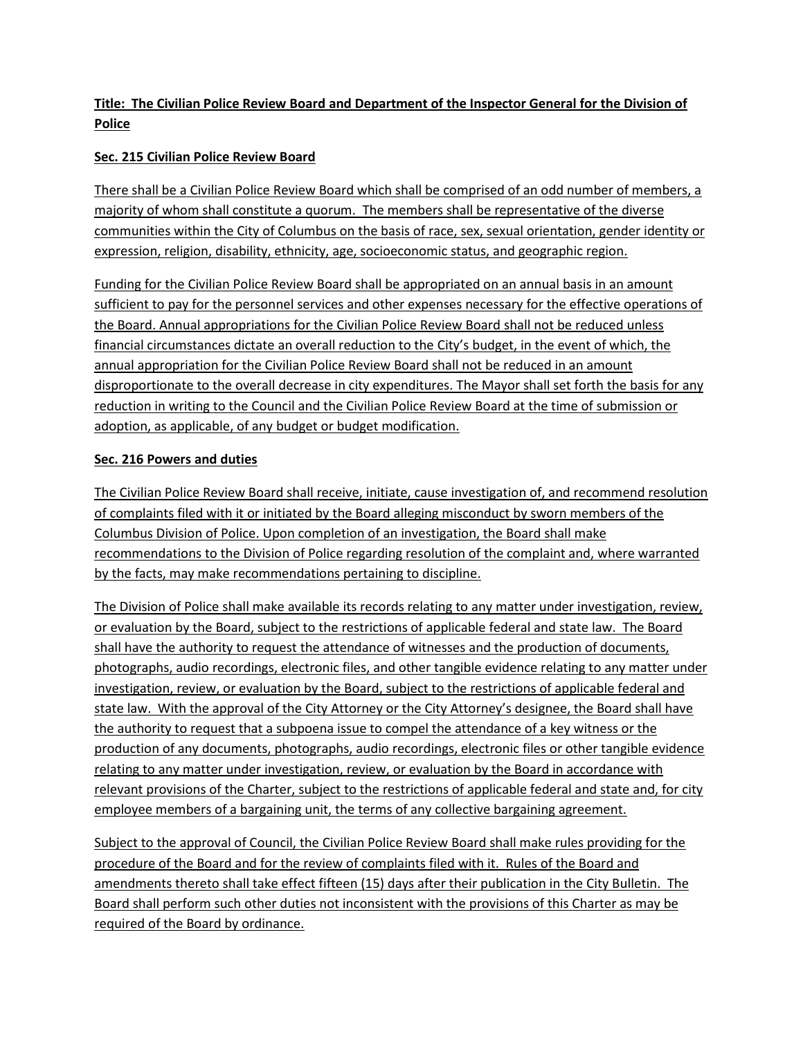**Title: The Civilian Police Review Board and Department of the Inspector General for the Division of Police**

**Sec. 215 Civilian Police Review Board**

There shall be a Civilian Police Review Board which shall be comprised of an odd number of members, a majority of whom shall constitute a quorum. The members shall be representative of the diverse communities within the City of Columbus on the basis of race, sex, sexual orientation, gender identity or expression, religion, disability, ethnicity, age, socioeconomic status, and geographic region.

Funding for the Civilian Police Review Board shall be appropriated on an annual basis in an amount sufficient to pay for the personnel services and other expenses necessary for the effective operations of the Board. Annual appropriations for the Civilian Police Review Board shall not be reduced unless financial circumstances dictate an overall reduction to the City's budget, in the event of which, the annual appropriation for the Civilian Police Review Board shall not be reduced in an amount disproportionate to the overall decrease in city expenditures. The Mayor shall set forth the basis for any reduction in writing to the Council and the Civilian Police Review Board at the time of submission or adoption, as applicable, of any budget or budget modification.

**Sec. 216 Powers and duties**

The Civilian Police Review Board shall receive, initiate, cause investigation of, and recommend resolution of complaints filed with it or initiated by the Board alleging misconduct by sworn members of the Columbus Division of Police. Upon completion of an investigation, the Board shall make recommendations to the Division of Police regarding resolution of the complaint and, where warranted by the facts, may make recommendations pertaining to discipline.

The Division of Police shall make available its records relating to any matter under investigation, review, or evaluation by the Board, subject to the restrictions of applicable federal and state law. The Board shall have the authority to request the attendance of witnesses and the production of documents, photographs, audio recordings, electronic files, and other tangible evidence relating to any matter under investigation, review, or evaluation by the Board, subject to the restrictions of applicable federal and state law. With the approval of the City Attorney or the City Attorney's designee, the Board shall have the authority to request that a subpoena issue to compel the attendance of a key witness or the production of any documents, photographs, audio recordings, electronic files or other tangible evidence relating to any matter under investigation, review, or evaluation by the Board in accordance with relevant provisions of the Charter, subject to the restrictions of applicable federal and state and, for city employee members of a bargaining unit, the terms of any collective bargaining agreement.

Subject to the approval of Council, the Civilian Police Review Board shall make rules providing for the procedure of the Board and for the review of complaints filed with it. Rules of the Board and amendments thereto shall take effect fifteen (15) days after their publication in the City Bulletin. The Board shall perform such other duties not inconsistent with the provisions of this Charter as may be required of the Board by ordinance.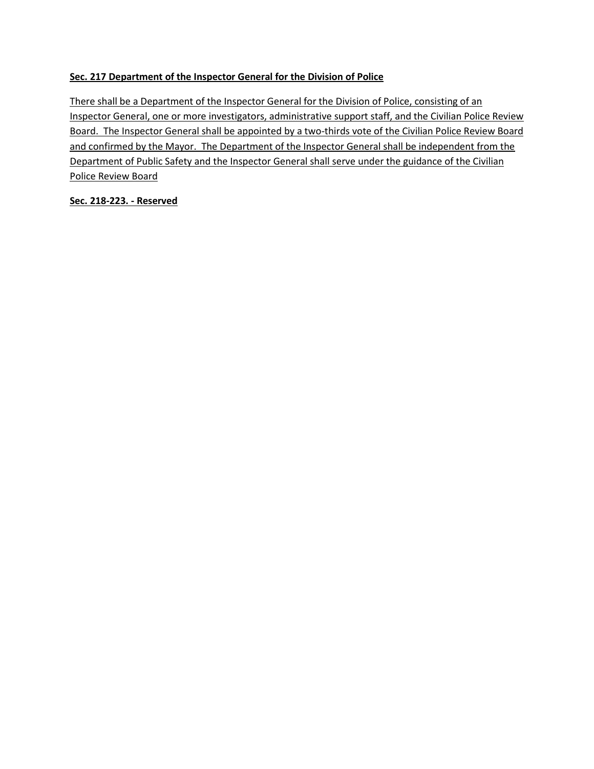**Sec. 217 Department of the Inspector General for the Division of Police**

There shall be a Department of the Inspector General for the Division of Police, consisting of an Inspector General, one or more investigators, administrative support staff, and the Civilian Police Review Board. The Inspector General shall be appointed by a two-thirds vote of the Civilian Police Review Board and confirmed by the Mayor. The Department of the Inspector General shall be independent from the Department of Public Safety and the Inspector General shall serve under the guidance of the Civilian Police Review Board

**Sec. 218-223. - Reserved**